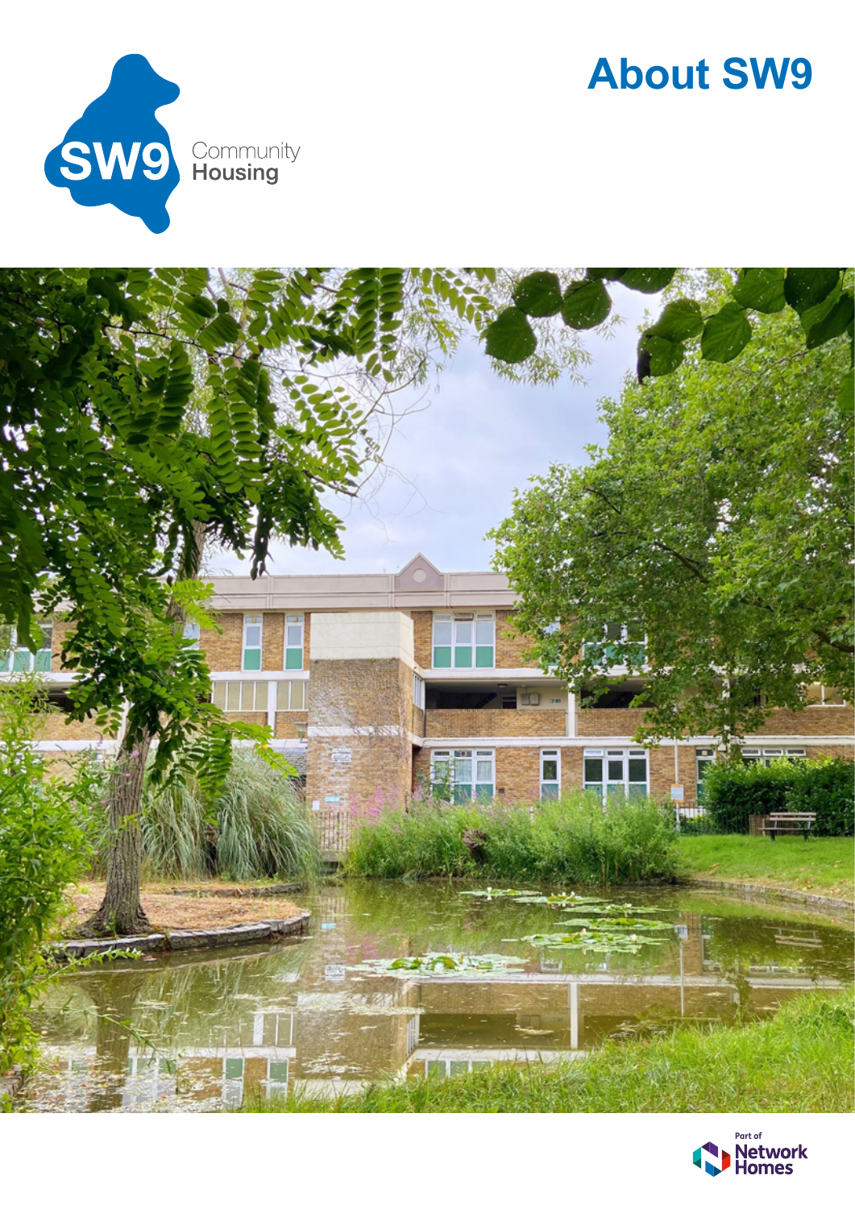# About SW9

SW9 Community Housing

Part of Network Homes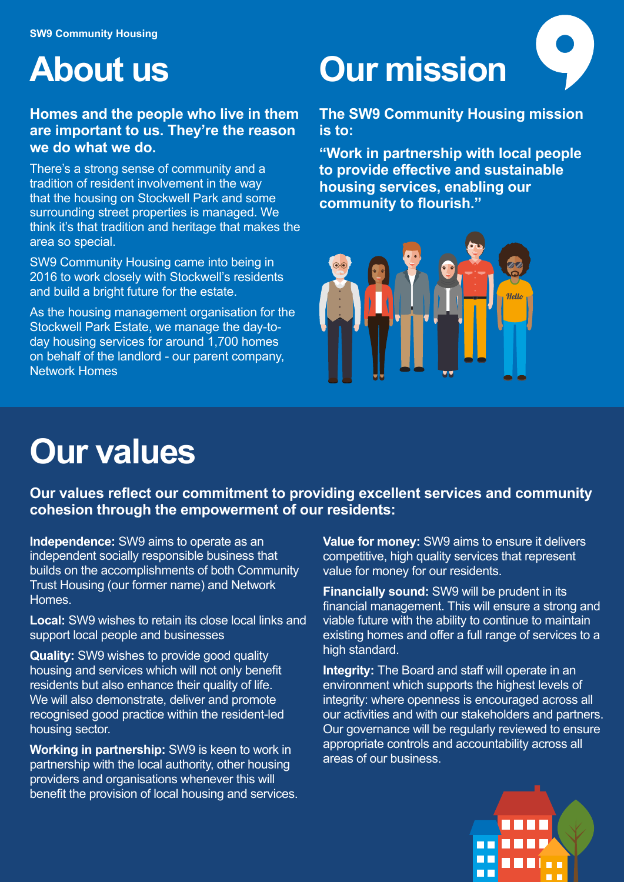SW9 Community Housing

# About us

**Homes and the people who live in them are important to us. They're the reason we do what we do.**

There's a strong sense of community and a tradition of resident involvement in the way that the housing on Stockwell Park and some surrounding street properties is managed. We think it's that tradition and heritage that makes the area so special.

SW9 Community Housing came into being in 2016 to work closely with Stockwell's residents and build a bright future for the estate.

As the housing management organisation for the Stockwell Park Estate, we manage the day-to-day housing services for around 1,700 homes on behalf of the landlord - our parent company, Network Homes

# Our mission

**The SW9 Community Housing mission is to:**

**"Work in partnership with local people to provide effective and sustainable housing services, enabling our community to flourish."**

# Our values

**Our values reflect our commitment to providing excellent services and community cohesion through the empowerment of our residents:**

**Independence:** SW9 aims to operate as an independent socially responsible business that builds on the accomplishments of both Community Trust Housing (our former name) and Network Homes.

**Local:** SW9 wishes to retain its close local links and support local people and businesses

**Quality:** SW9 wishes to provide good quality housing and services which will not only benefit residents but also enhance their quality of life. We will also demonstrate, deliver and promote recognised good practice within the resident-led housing sector.

**Working in partnership:** SW9 is keen to work in partnership with the local authority, other housing providers and organisations whenever this will benefit the provision of local housing and services.

**Value for money:** SW9 aims to ensure it delivers competitive, high quality services that represent value for money for our residents.

**Financially sound:** SW9 will be prudent in its financial management. This will ensure a strong and viable future with the ability to continue to maintain existing homes and offer a full range of services to a high standard.

**Integrity:** The Board and staff will operate in an environment which supports the highest levels of integrity: where openness is encouraged across all our activities and with our stakeholders and partners. Our governance will be regularly reviewed to ensure appropriate controls and accountability across all areas of our business.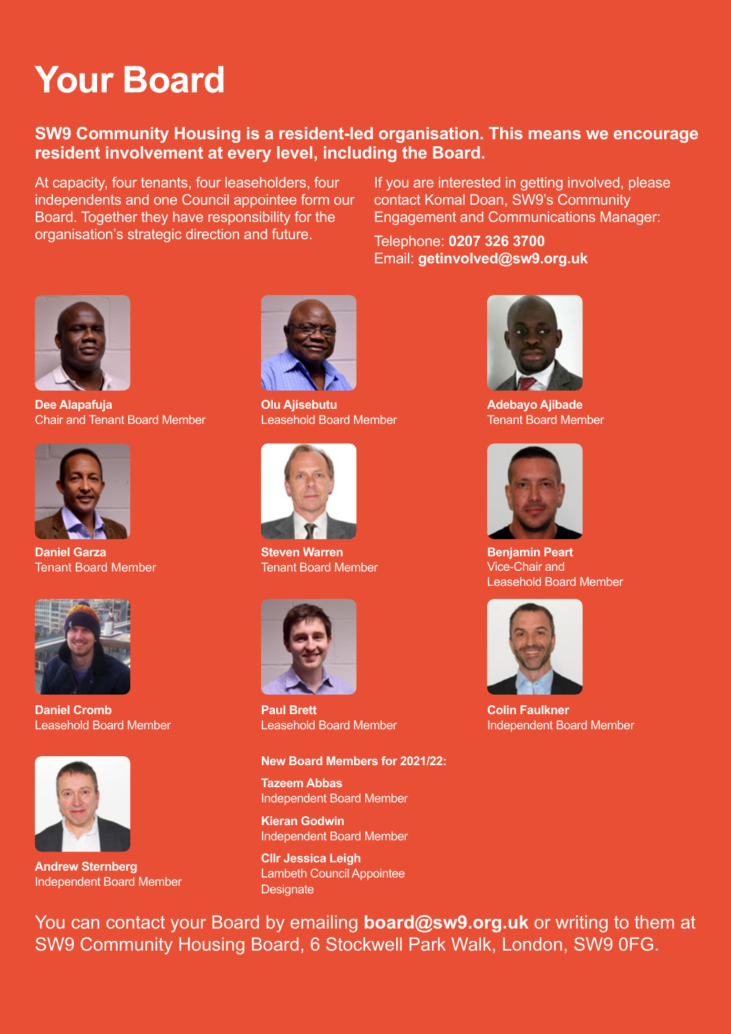# Your Board

**SW9 Community Housing is a resident-led organisation. This means we encourage resident involvement at every level, including the Board.**

At capacity, four tenants, four leaseholders, four independents and one Council appointee form our Board. Together they have responsibility for the organisation's strategic direction and future.

If you are interested in getting involved, please contact Komal Doan, SW9's Community Engagement and Communications Manager:

Telephone: **0207 326 3700**
Email: **getinvolved@sw9.org.uk**

**Dee Alapafuja**
Chair and Tenant Board Member

**Olu Ajisebutu**
Leasehold Board Member

**Adebayo Ajibade**
Tenant Board Member

**Daniel Garza**
Tenant Board Member

**Steven Warren**
Tenant Board Member

**Benjamin Peart**
Vice-Chair and Leasehold Board Member

**Daniel Cromb**
Leasehold Board Member

**Paul Brett**
Leasehold Board Member

**Colin Faulkner**
Independent Board Member

**Andrew Sternberg**
Independent Board Member

**New Board Members for 2021/22:**

**Tazeem Abbas**
Independent Board Member

**Kieran Godwin**
Independent Board Member

**Cllr Jessica Leigh**
Lambeth Council Appointee Designate

You can contact your Board by emailing **board@sw9.org.uk** or writing to them at SW9 Community Housing Board, 6 Stockwell Park Walk, London, SW9 0FG.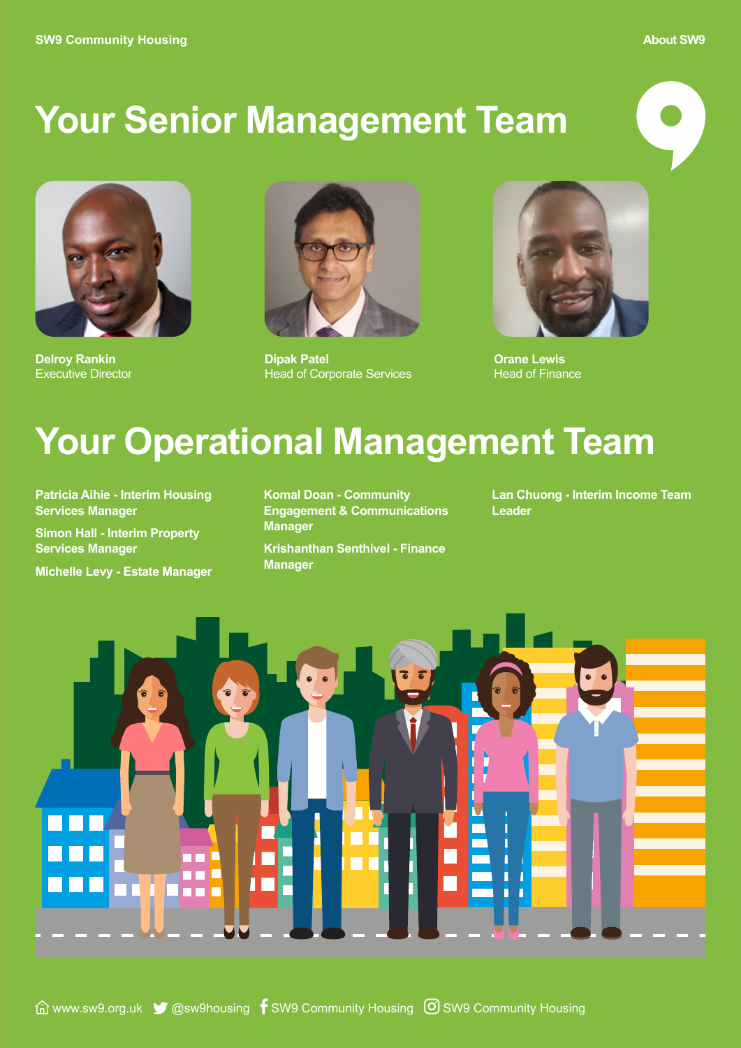# Your Senior Management Team

**Delroy Rankin**
Executive Director

**Dipak Patel**
Head of Corporate Services

**Orane Lewis**
Head of Finance

# Your Operational Management Team

**Patricia Aihie - Interim Housing Services Manager**

**Simon Hall - Interim Property Services Manager**

**Michelle Levy - Estate Manager**

**Komal Doan - Community Engagement & Communications Manager**

**Krishanthan Senthivel - Finance Manager**

**Lan Chuong - Interim Income Team Leader**

www.sw9.org.uk @sw9housing SW9 Community Housing SW9 Community Housing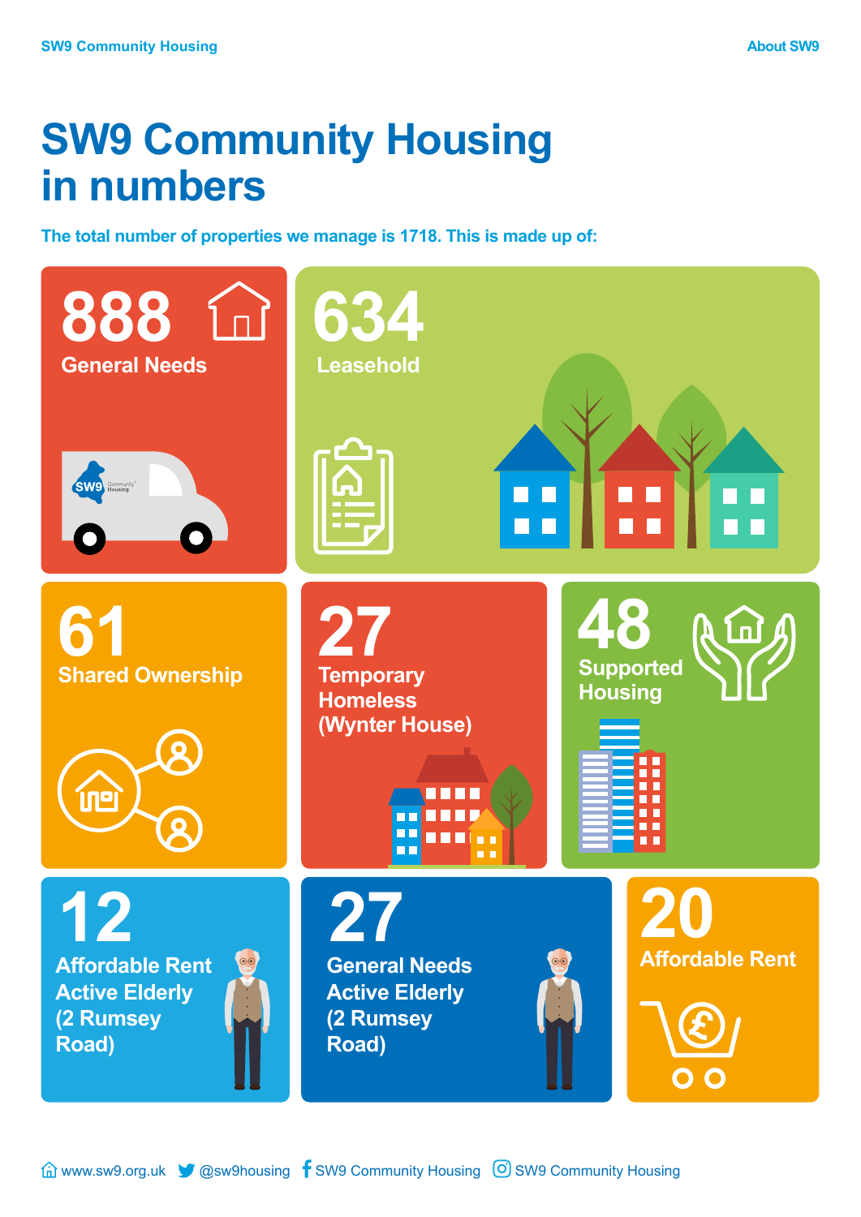# SW9 Community Housing in numbers

**The total number of properties we manage is 1718. This is made up of:**

**888**
General Needs

**634**
Leasehold

**61**
Shared Ownership

**27**
Temporary Homeless (Wynter House)

**48**
Supported Housing

**12**
Affordable Rent Active Elderly (2 Rumsey Road)

**27**
General Needs Active Elderly (2 Rumsey Road)

**20**
Affordable Rent

www.sw9.org.uk @sw9housing SW9 Community Housing SW9 Community Housing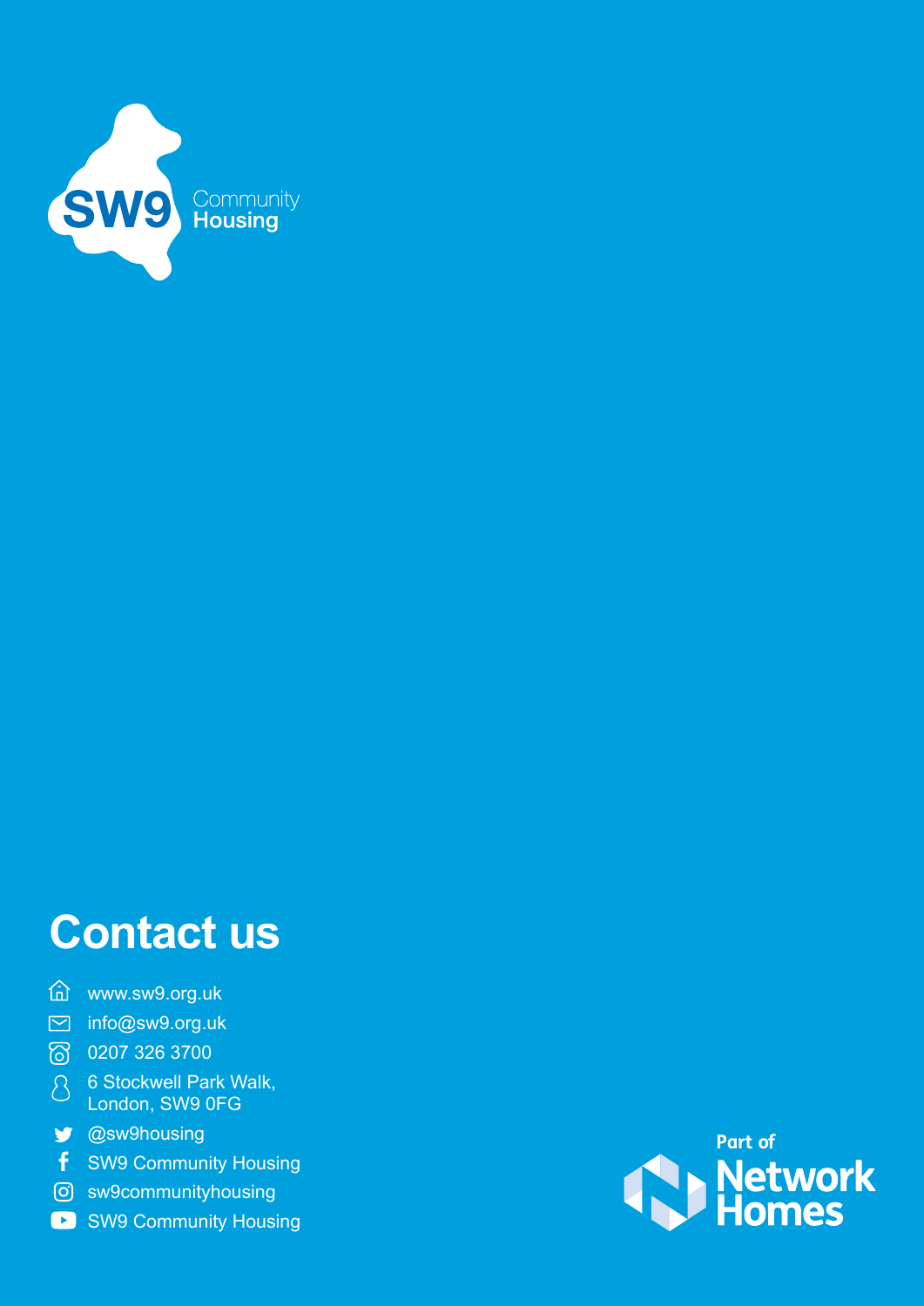SW9 Community Housing

## Contact us

- www.sw9.org.uk
- info@sw9.org.uk
- 0207 326 3700
- 6 Stockwell Park Walk, London, SW9 0FG
- @sw9housing
- SW9 Community Housing
- sw9communityhousing
- SW9 Community Housing

Part of Network Homes